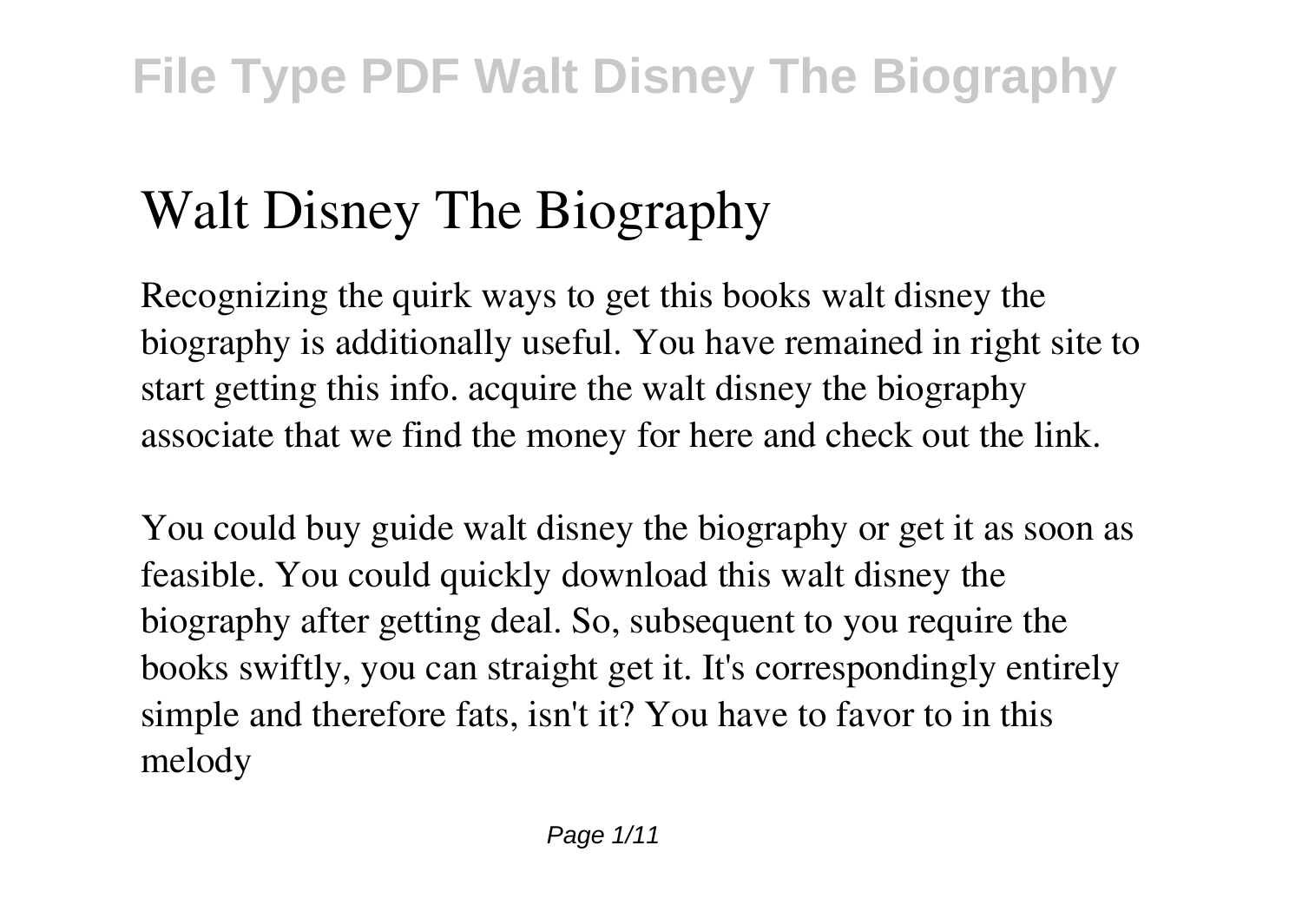# Walt Disney The Biography

Recognizing the quirk ways to get this books walt disney the biography is additionally useful. You have remained in right site to start getting this info. acquire the walt disney the biography associate that we find the money for here and check out the link.

You could buy guide walt disney the biography or get it as soon as feasible. You could quickly download this walt disney the biography after getting deal. So, subsequent to you require the books swiftly, you can straight get it. It's correspondingly entirely simple and therefore fats, isn't it? You have to favor to in this melody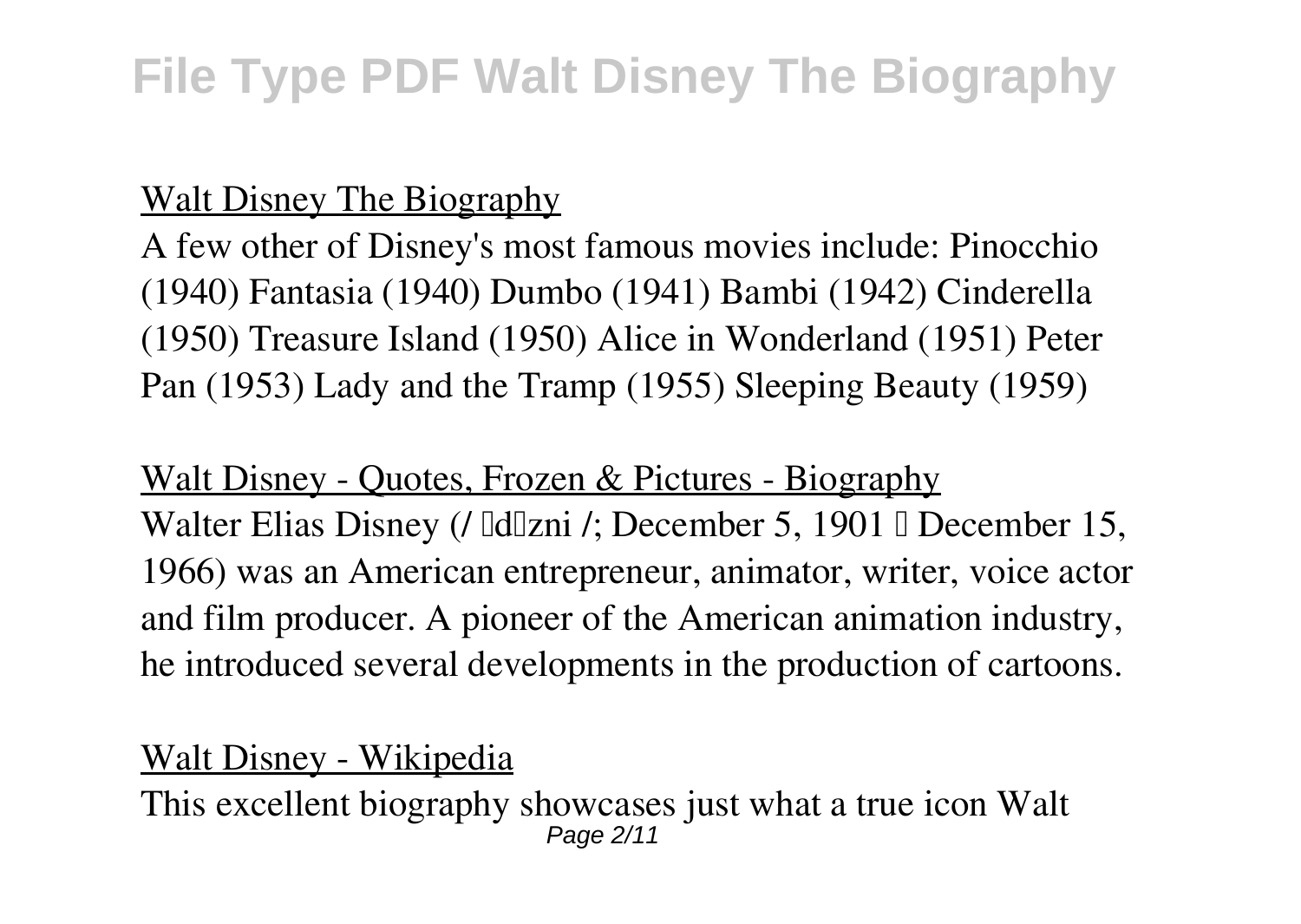Walt Disney The Biography

A few other of Disney's most famous movies include: Pinocchio (1940) Fantasia (1940) Dumbo (1941) Bambi (1942) Cinderella (1950) Treasure Island (1950) Alice in Wonderland (1951) Peter Pan (1953) Lady and the Tramp (1955) Sleeping Beauty (1959)

Walt Disney - Quotes, Frozen & Pictures - Biography

Walter Elias Disney (/ ˈdɪzni /; December 5, 1901 – December 15, 1966) was an American entrepreneur, animator, writer, voice actor and film producer. A pioneer of the American animation industry, he introduced several developments in the production of cartoons.

Walt Disney - Wikipedia

This excellent biography showcases just what a true icon Walt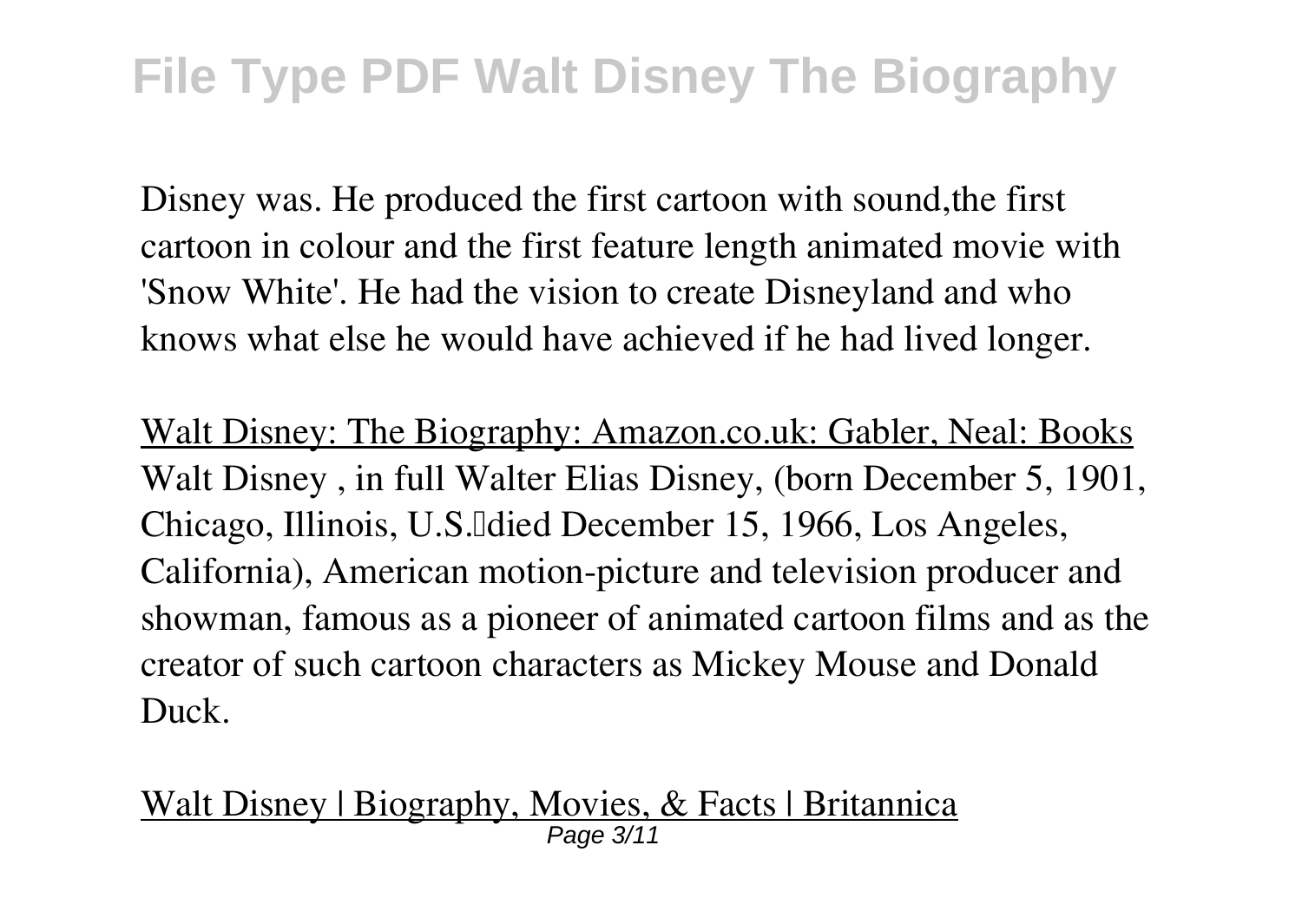Disney was. He produced the first cartoon with sound,the first cartoon in colour and the first feature length animated movie with 'Snow White'. He had the vision to create Disneyland and who knows what else he would have achieved if he had lived longer.

Walt Disney: The Biography: Amazon.co.uk: Gabler, Neal: Books

Walt Disney , in full Walter Elias Disney, (born December 5, 1901, Chicago, Illinois, U.S.—died December 15, 1966, Los Angeles, California), American motion-picture and television producer and showman, famous as a pioneer of animated cartoon films and as the creator of such cartoon characters as Mickey Mouse and Donald Duck.

Walt Disney | Biography, Movies, & Facts | Britannica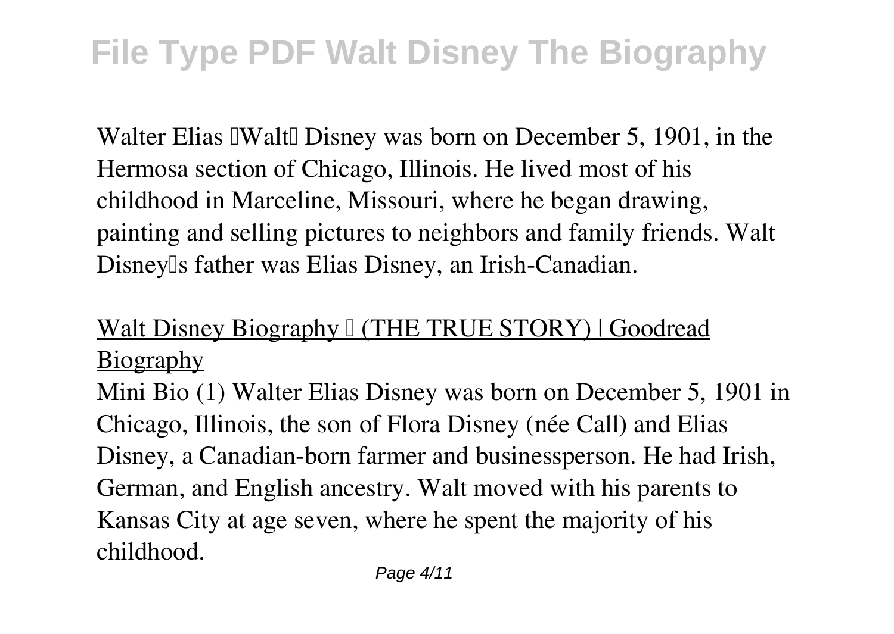Walter Elias "Walt" Disney was born on December 5, 1901, in the Hermosa section of Chicago, Illinois. He lived most of his childhood in Marceline, Missouri, where he began drawing, painting and selling pictures to neighbors and family friends. Walt Disney's father was Elias Disney, an Irish-Canadian.

## Walt Disney Biography – (THE TRUE STORY) | Goodread Biography

Mini Bio (1) Walter Elias Disney was born on December 5, 1901 in Chicago, Illinois, the son of Flora Disney (née Call) and Elias Disney, a Canadian-born farmer and businessperson. He had Irish, German, and English ancestry. Walt moved with his parents to Kansas City at age seven, where he spent the majority of his childhood.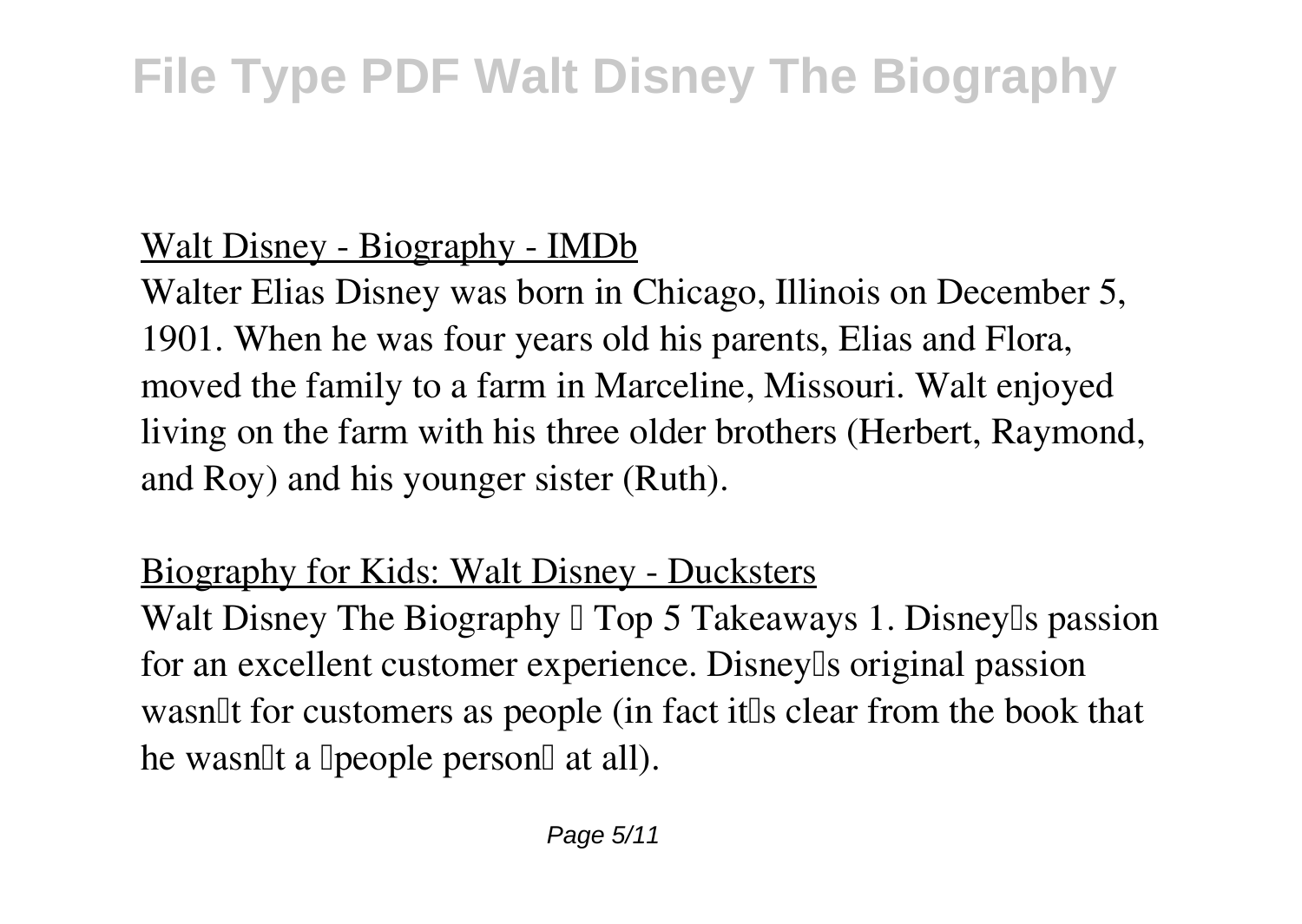## Walt Disney - Biography - IMDb

Walter Elias Disney was born in Chicago, Illinois on December 5, 1901. When he was four years old his parents, Elias and Flora, moved the family to a farm in Marceline, Missouri. Walt enjoyed living on the farm with his three older brothers (Herbert, Raymond, and Roy) and his younger sister (Ruth).

## Biography for Kids: Walt Disney - Ducksters

Walt Disney The Biography – Top 5 Takeaways 1. Disney's passion for an excellent customer experience. Disney's original passion wasn't for customers as people (in fact it's clear from the book that he wasn't a "people person" at all).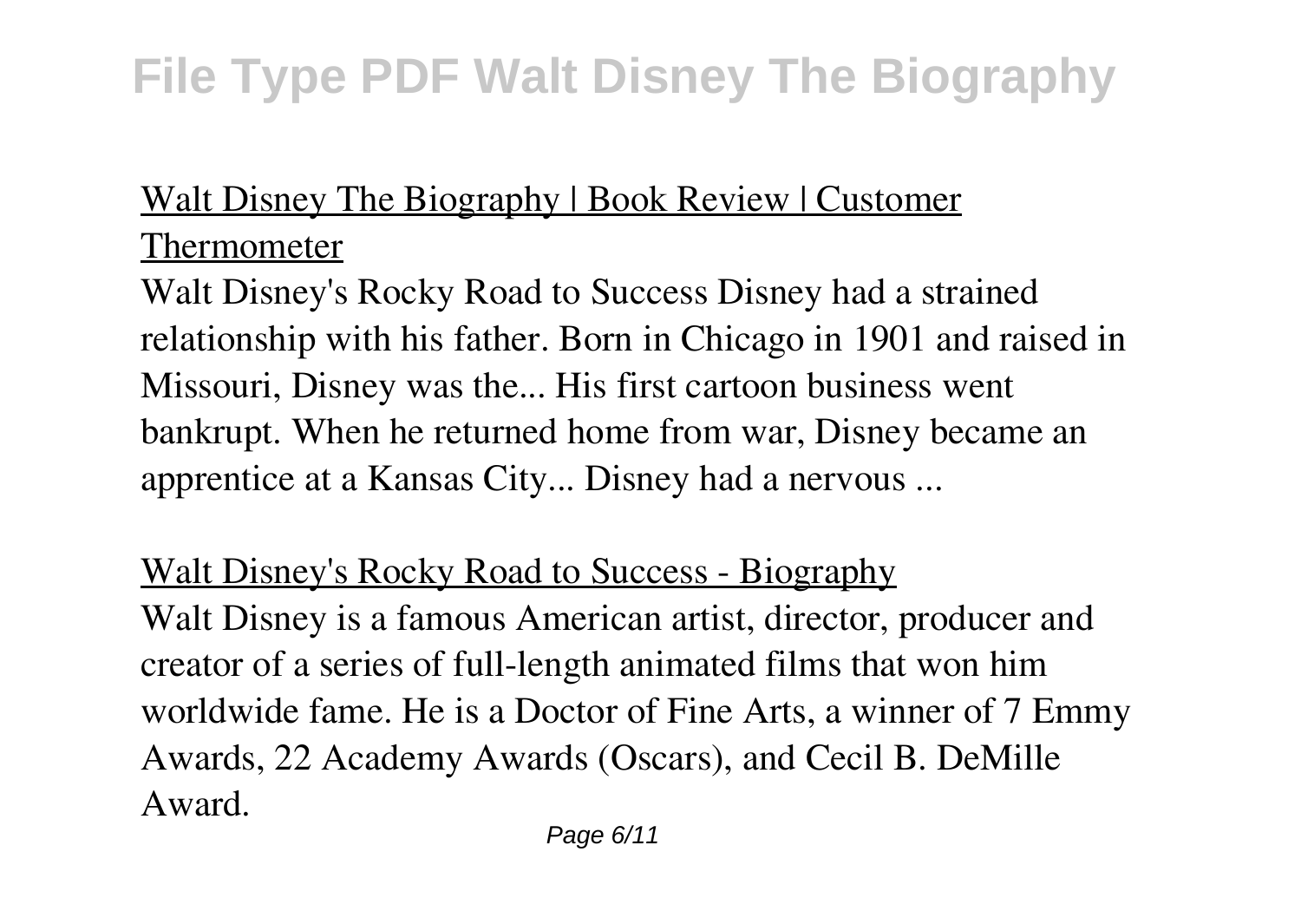## Walt Disney The Biography | Book Review | Customer Thermometer

Walt Disney's Rocky Road to Success Disney had a strained relationship with his father. Born in Chicago in 1901 and raised in Missouri, Disney was the... His first cartoon business went bankrupt. When he returned home from war, Disney became an apprentice at a Kansas City... Disney had a nervous ...

## Walt Disney's Rocky Road to Success - Biography

Walt Disney is a famous American artist, director, producer and creator of a series of full-length animated films that won him worldwide fame. He is a Doctor of Fine Arts, a winner of 7 Emmy Awards, 22 Academy Awards (Oscars), and Cecil B. DeMille Award.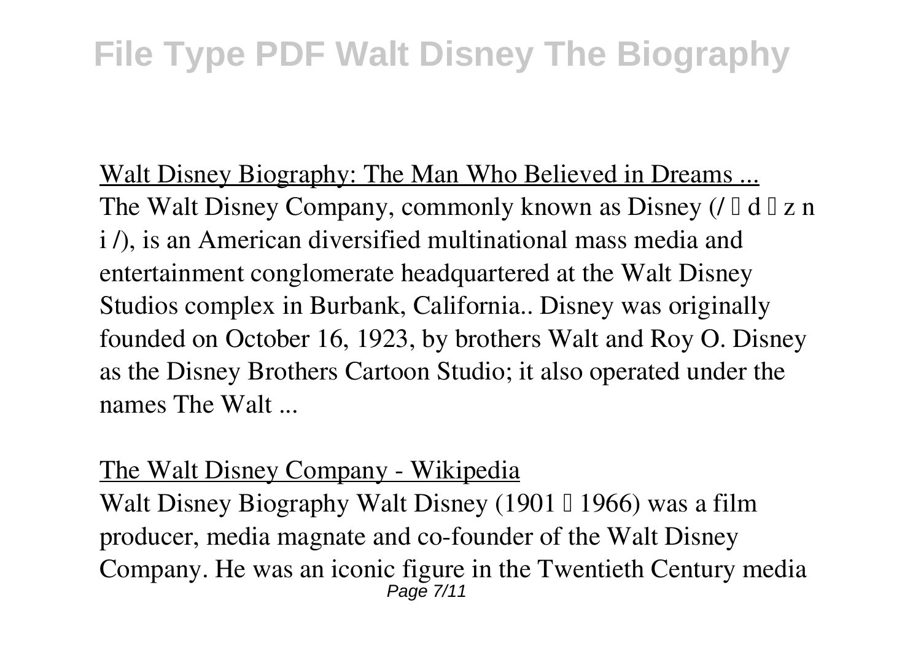Walt Disney Biography: The Man Who Believed in Dreams ...

The Walt Disney Company, commonly known as Disney (/ ˈ d ɪ z n i /), is an American diversified multinational mass media and entertainment conglomerate headquartered at the Walt Disney Studios complex in Burbank, California.. Disney was originally founded on October 16, 1923, by brothers Walt and Roy O. Disney as the Disney Brothers Cartoon Studio; it also operated under the names The Walt ...

The Walt Disney Company - Wikipedia

Walt Disney Biography Walt Disney (1901 – 1966) was a film producer, media magnate and co-founder of the Walt Disney Company. He was an iconic figure in the Twentieth Century media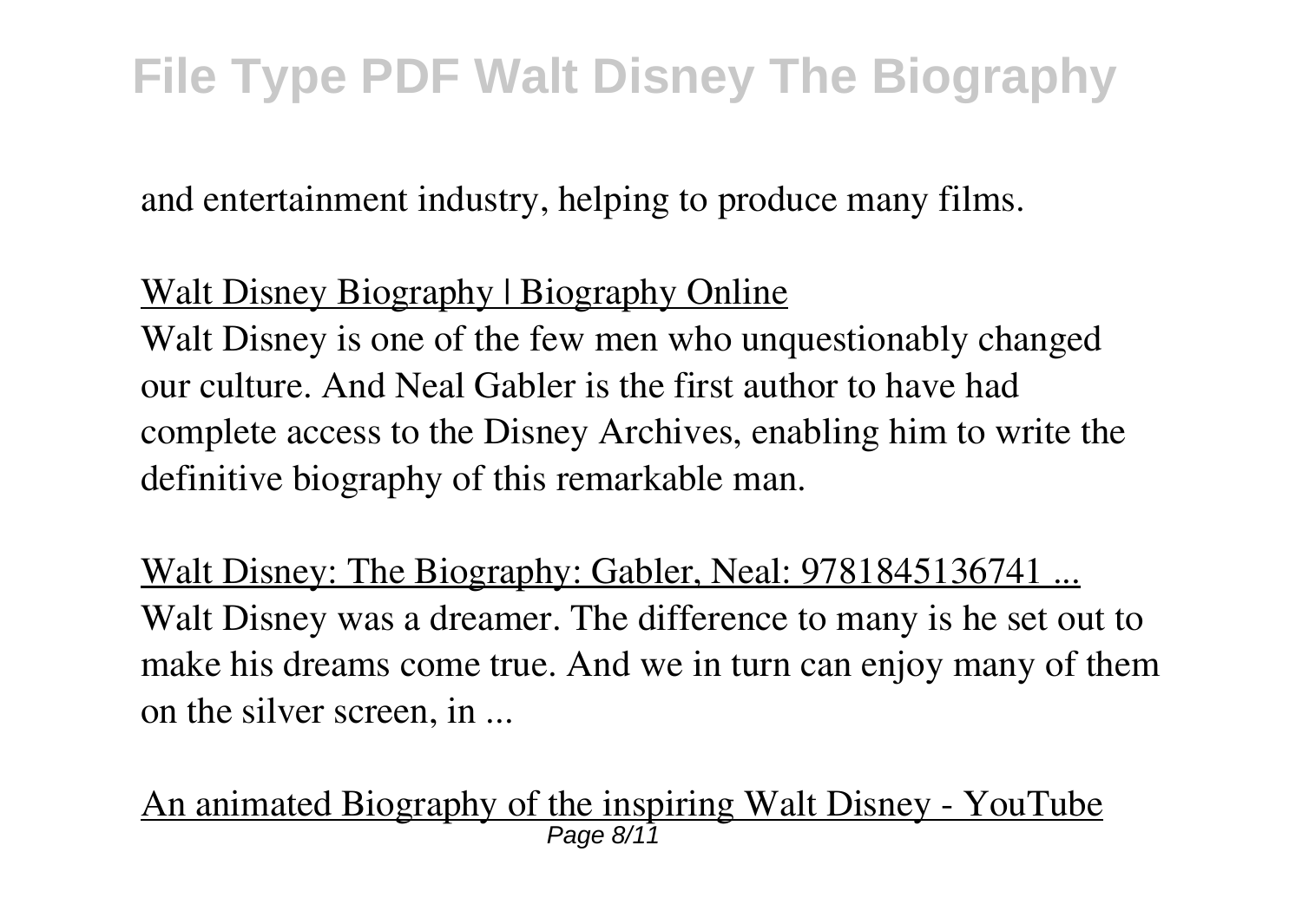and entertainment industry, helping to produce many films.

Walt Disney Biography | Biography Online

Walt Disney is one of the few men who unquestionably changed our culture. And Neal Gabler is the first author to have had complete access to the Disney Archives, enabling him to write the definitive biography of this remarkable man.

Walt Disney: The Biography: Gabler, Neal: 9781845136741 ...

Walt Disney was a dreamer. The difference to many is he set out to make his dreams come true. And we in turn can enjoy many of them on the silver screen, in ...

An animated Biography of the inspiring Walt Disney - YouTube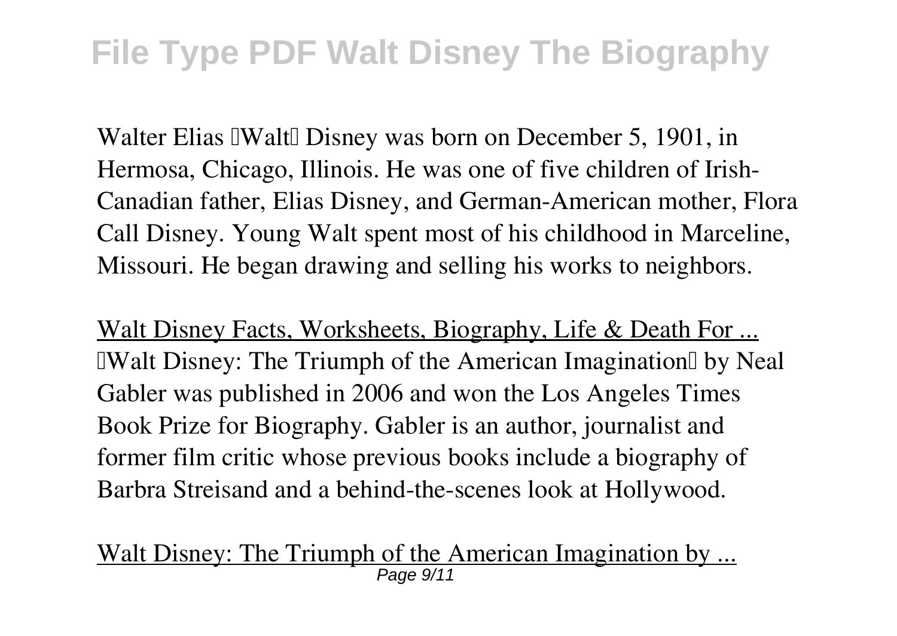Walter Elias "Walt" Disney was born on December 5, 1901, in Hermosa, Chicago, Illinois. He was one of five children of Irish-Canadian father, Elias Disney, and German-American mother, Flora Call Disney. Young Walt spent most of his childhood in Marceline, Missouri. He began drawing and selling his works to neighbors.

Walt Disney Facts, Worksheets, Biography, Life & Death For ...

"Walt Disney: The Triumph of the American Imagination" by Neal Gabler was published in 2006 and won the Los Angeles Times Book Prize for Biography. Gabler is an author, journalist and former film critic whose previous books include a biography of Barbra Streisand and a behind-the-scenes look at Hollywood.

Walt Disney: The Triumph of the American Imagination by ...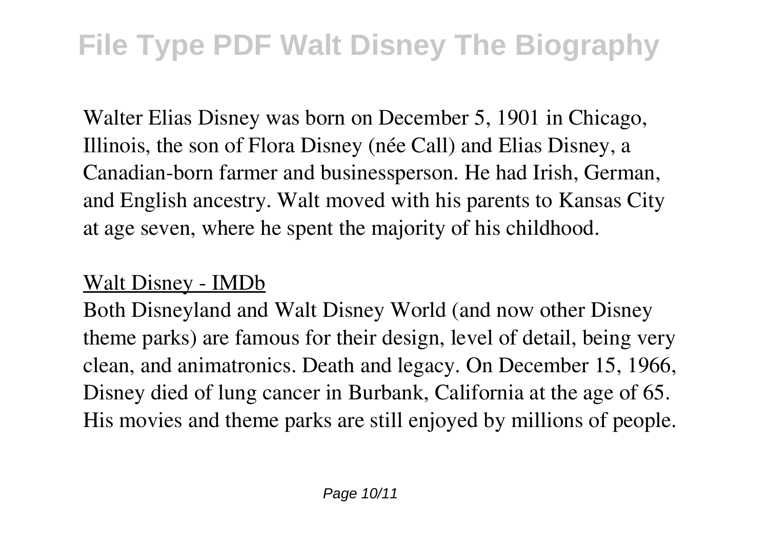Walter Elias Disney was born on December 5, 1901 in Chicago, Illinois, the son of Flora Disney (née Call) and Elias Disney, a Canadian-born farmer and businessperson. He had Irish, German, and English ancestry. Walt moved with his parents to Kansas City at age seven, where he spent the majority of his childhood.

Walt Disney - IMDb

Both Disneyland and Walt Disney World (and now other Disney theme parks) are famous for their design, level of detail, being very clean, and animatronics. Death and legacy. On December 15, 1966, Disney died of lung cancer in Burbank, California at the age of 65. His movies and theme parks are still enjoyed by millions of people.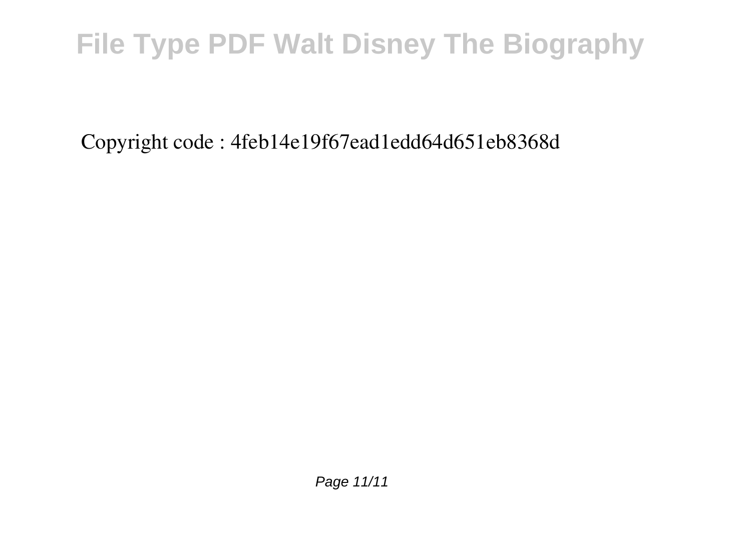Copyright code : 4feb14e19f67ead1edd64d651eb8368d